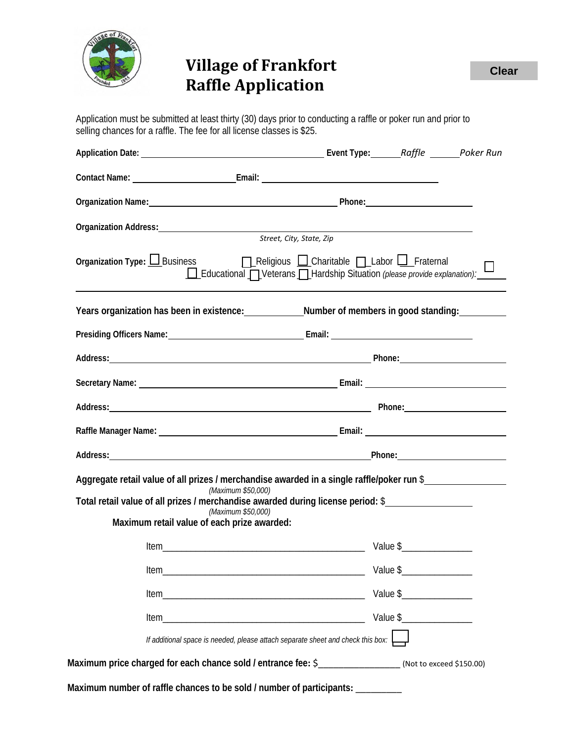# Village of Frankfort Raffle Application

Clear

Application must be submitted at least thirty (30) days prior to conducting a raffle or poker run and prior to selling chances for a raffle. The fee for all license classes is $25.

**Application Date:** ______________________ **Event Type:** ______ *Raffle* ______ *Poker Run*

**Contact Name:** ______________________ **Email:** ______________________

**Organization Name:** ______________________ **Phone:** ______________________

**Organization Address:** ______________________
*Street, City, State, Zip*

**Organization Type:** ☐ Business ☐ Religious ☐ Charitable ☐ Labor ☐ Fraternal ☐ Educational ☐ Veterans ☐ Hardship Situation *(please provide explanation)*: ______

**Years organization has been in existence:** __________ **Number of members in good standing:** __________

**Presiding Officers Name:** ______________________ **Email:** ______________________

**Address:** ______________________ **Phone:** ______________________

**Secretary Name:** ______________________ **Email:** ______________________

**Address:** ______________________ **Phone:** ______________________

**Raffle Manager Name:** ______________________ **Email:** ______________________

**Address:** ______________________ **Phone:** ______________________

**Aggregate retail value of all prizes / merchandise awarded in a single raffle/poker run** $______________
*(Maximum $50,000)*

**Total retail value of all prizes / merchandise awarded during license period:** $______________
*(Maximum $50,000)*

**Maximum retail value of each prize awarded:**

Item______________________________ Value $______________

Item______________________________ Value $______________

Item______________________________ Value $______________

Item______________________________ Value $______________

*If additional space is needed, please attach separate sheet and check this box:* ☐

**Maximum price charged for each chance sold / entrance fee:** $________________ (Not to exceed $150.00)

**Maximum number of raffle chances to be sold / number of participants:** __________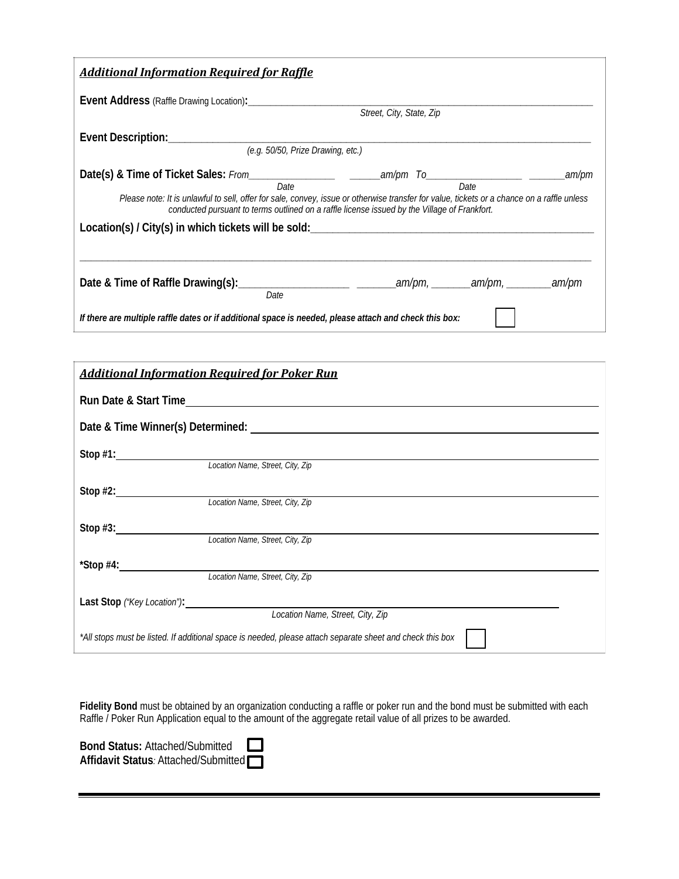## *Additional Information Required for Raffle*

**Event Address** (Raffle Drawing Location)**:**_______________________________________________
*Street, City, State, Zip*

**Event Description:**_______________________________________________
*(e.g. 50/50, Prize Drawing, etc.)*

**Date(s) & Time of Ticket Sales:** *From*________________ ______*am/pm* *To*__________________ _______*am/pm*
*Date* *Date*

*Please note: It is unlawful to sell, offer for sale, convey, issue or otherwise transfer for value, tickets or a chance on a raffle unless conducted pursuant to terms outlined on a raffle license issued by the Village of Frankfort.*

**Location(s) / City(s) in which tickets will be sold:**_______________________________________________

_______________________________________________

**Date & Time of Raffle Drawing(s):**____________________ _______*am/pm,* _______*am/pm,* ________*am/pm*
*Date*

***If there are multiple raffle dates or if additional space is needed, please attach and check this box:*** ☐

## *Additional Information Required for Poker Run*

**Run Date & Start Time**_______________________________________________

**Date & Time Winner(s) Determined:**_______________________________________________

**Stop #1:**_______________________________________________
*Location Name, Street, City, Zip*

**Stop #2:**_______________________________________________
*Location Name, Street, City, Zip*

**Stop #3:**_______________________________________________
*Location Name, Street, City, Zip*

***Stop #4:**_______________________________________________
*Location Name, Street, City, Zip*

**Last Stop** *("Key Location")***:**_______________________________________________
*Location Name, Street, City, Zip*

*\*All stops must be listed. If additional space is needed, please attach separate sheet and check this box* ☐

**Fidelity Bond** must be obtained by an organization conducting a raffle or poker run and the bond must be submitted with each Raffle / Poker Run Application equal to the amount of the aggregate retail value of all prizes to be awarded.

**Bond Status:** Attached/Submitted ☐
**Affidavit Status***:* Attached/Submitted ☐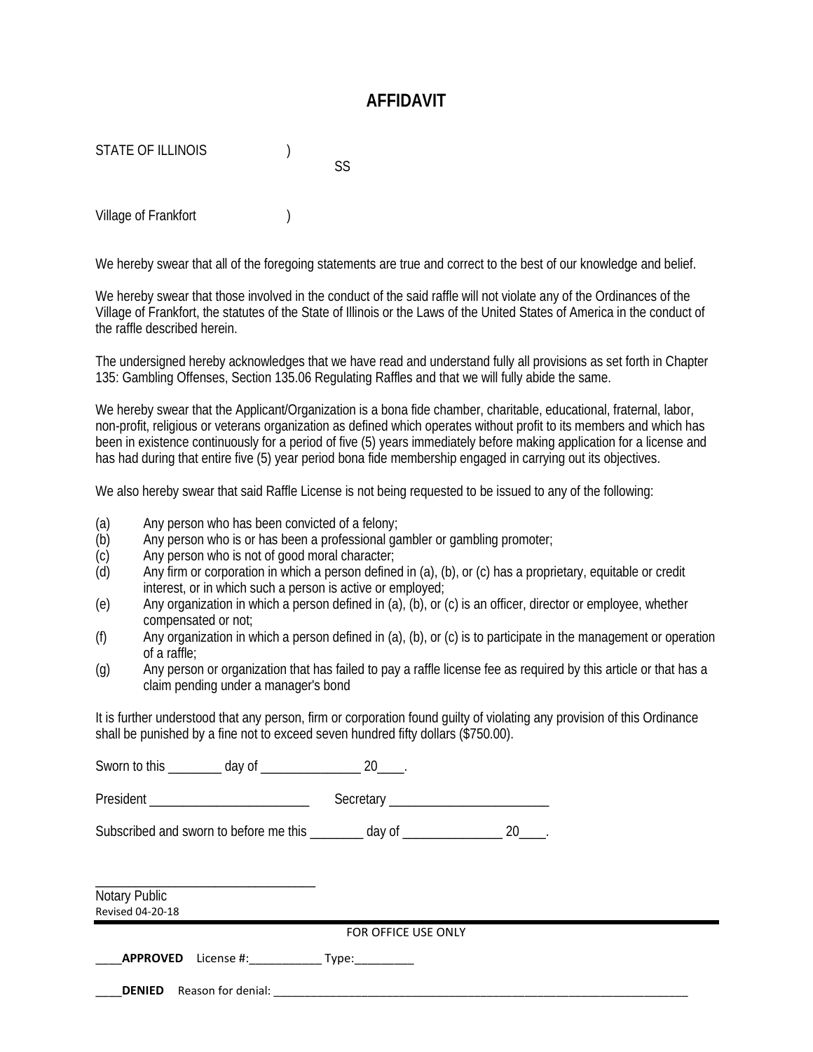# AFFIDAVIT

STATE OF ILLINOIS )
SS
Village of Frankfort )

We hereby swear that all of the foregoing statements are true and correct to the best of our knowledge and belief.

We hereby swear that those involved in the conduct of the said raffle will not violate any of the Ordinances of the Village of Frankfort, the statutes of the State of Illinois or the Laws of the United States of America in the conduct of the raffle described herein.

The undersigned hereby acknowledges that we have read and understand fully all provisions as set forth in Chapter 135: Gambling Offenses, Section 135.06 Regulating Raffles and that we will fully abide the same.

We hereby swear that the Applicant/Organization is a bona fide chamber, charitable, educational, fraternal, labor, non-profit, religious or veterans organization as defined which operates without profit to its members and which has been in existence continuously for a period of five (5) years immediately before making application for a license and has had during that entire five (5) year period bona fide membership engaged in carrying out its objectives.

We also hereby swear that said Raffle License is not being requested to be issued to any of the following:

(a) Any person who has been convicted of a felony;
(b) Any person who is or has been a professional gambler or gambling promoter;
(c) Any person who is not of good moral character;
(d) Any firm or corporation in which a person defined in (a), (b), or (c) has a proprietary, equitable or credit interest, or in which such a person is active or employed;
(e) Any organization in which a person defined in (a), (b), or (c) is an officer, director or employee, whether compensated or not;
(f) Any organization in which a person defined in (a), (b), or (c) is to participate in the management or operation of a raffle;
(g) Any person or organization that has failed to pay a raffle license fee as required by this article or that has a claim pending under a manager's bond

It is further understood that any person, firm or corporation found guilty of violating any provision of this Ordinance shall be punished by a fine not to exceed seven hundred fifty dollars ($750.00).

Sworn to this ________ day of _______________ 20____.

President ________________________ Secretary ________________________

Subscribed and sworn to before me this ________ day of _______________ 20____.

_________________________________
Notary Public

Revised 04-20-18

FOR OFFICE USE ONLY

____**APPROVED** License #:___________ Type:_________

____**DENIED** Reason for denial: ______________________________________________________________________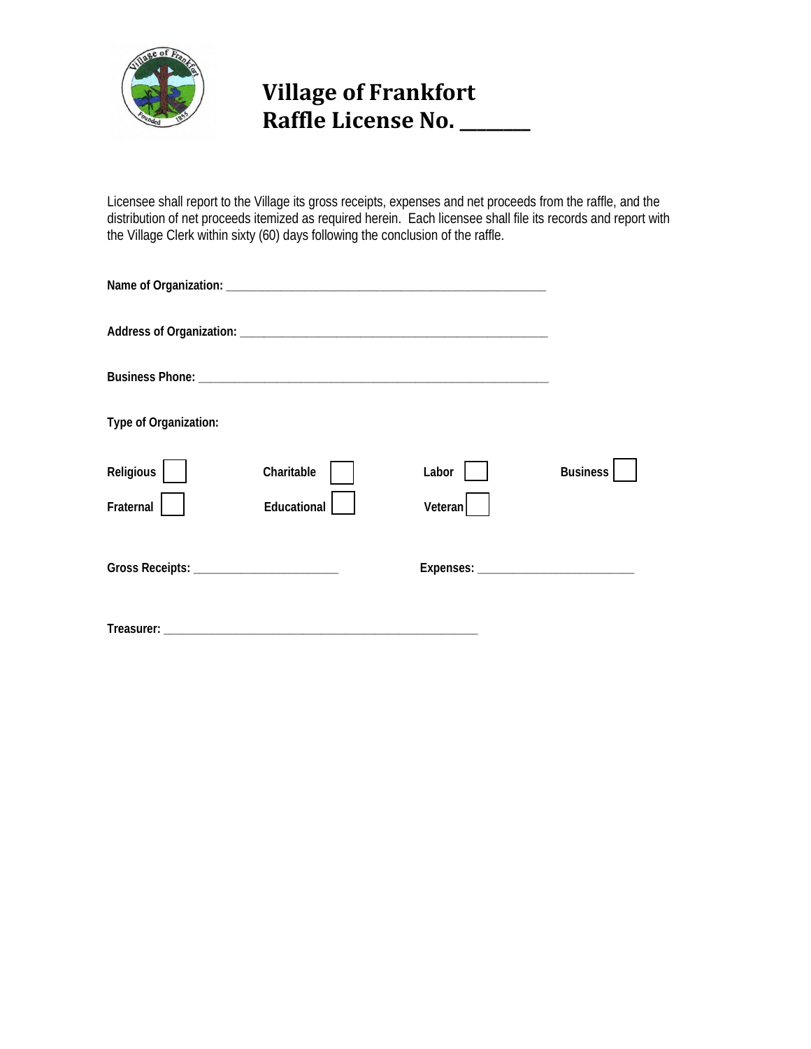# Village of Frankfort
# Raffle License No. _______

Licensee shall report to the Village its gross receipts, expenses and net proceeds from the raffle, and the distribution of net proceeds itemized as required herein. Each licensee shall file its records and report with the Village Clerk within sixty (60) days following the conclusion of the raffle.

**Name of Organization:** _______________________________________________________

**Address of Organization:** _____________________________________________________

**Business Phone:** ____________________________________________________________

**Type of Organization:**

**Religious** ☐ **Charitable** ☐ **Labor** ☐ **Business** ☐

**Fraternal** ☐ **Educational** ☐ **Veteran** ☐

**Gross Receipts:** _________________________ **Expenses:** _________________________

**Treasurer:** _____________________________________________________